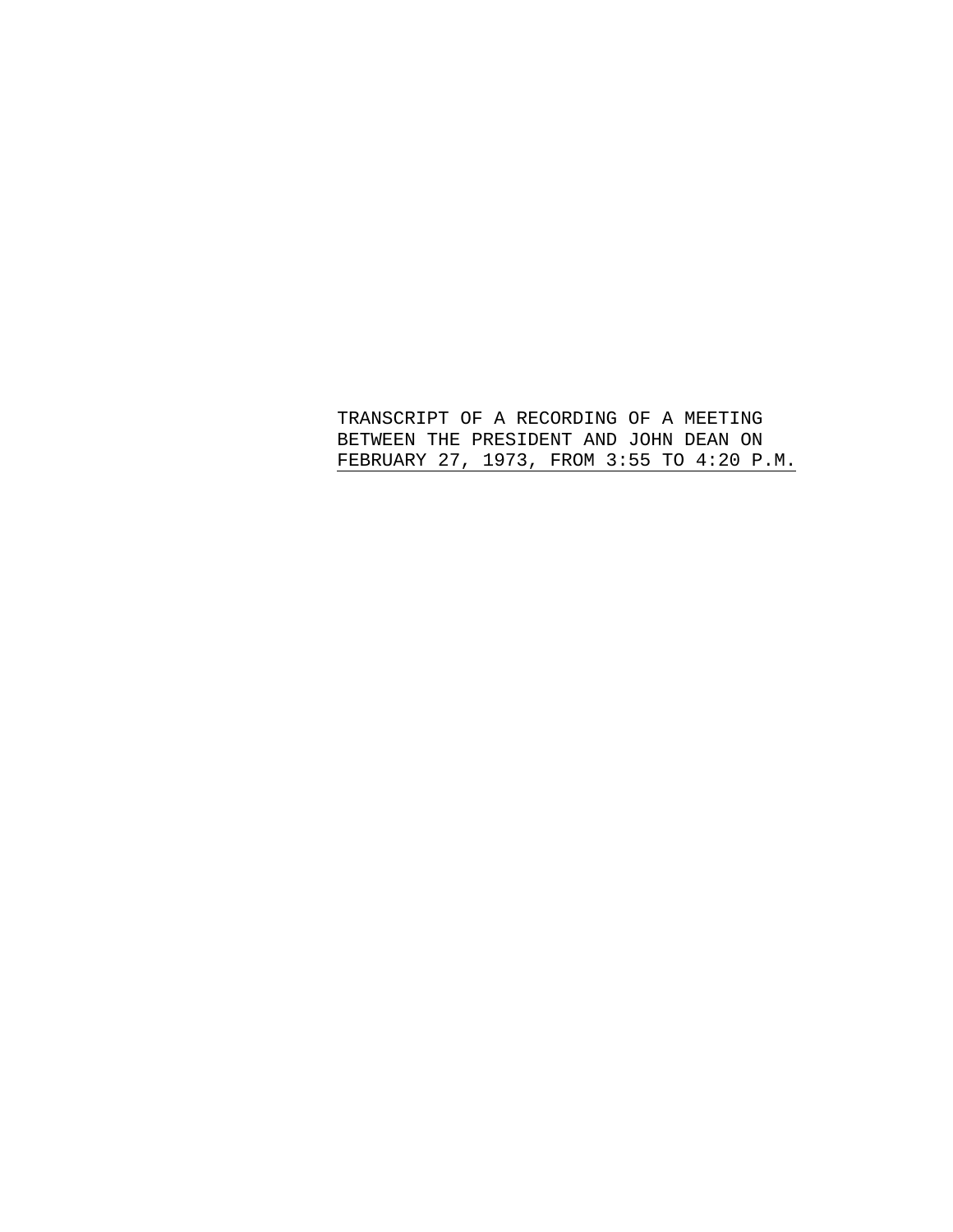TRANSCRIPT OF A RECORDING OF A MEETING BETWEEN THE PRESIDENT AND JOHN DEAN ON FEBRUARY 27, 1973, FROM 3:55 TO 4:20 P.M.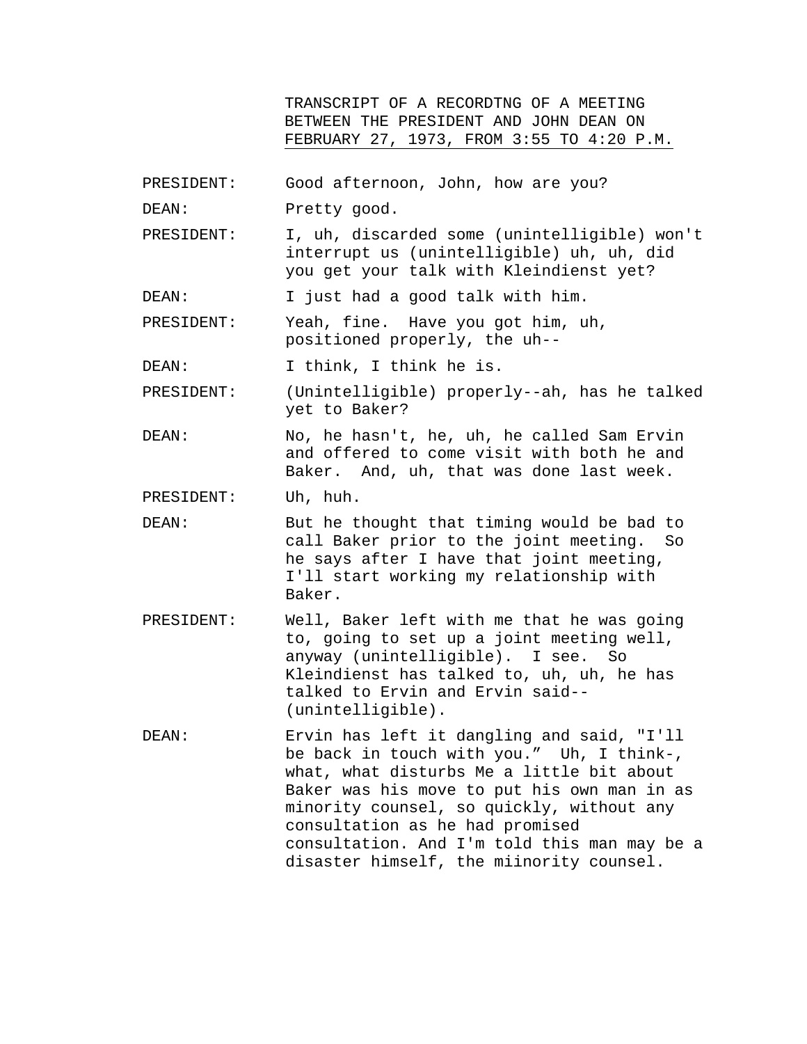TRANSCRIPT OF A RECORDTNG OF A MEETING BETWEEN THE PRESIDENT AND JOHN DEAN ON FEBRUARY 27, 1973, FROM 3:55 TO 4:20 P.M.

PRESIDENT: Good afternoon, John, how are you?

DEAN: Pretty good.

PRESIDENT: I, uh, discarded some (unintelligible) won't interrupt us (unintelligible) uh, uh, did you get your talk with Kleindienst yet?

DEAN: I just had a good talk with him.

PRESIDENT: Yeah, fine. Have you got him, uh, positioned properly, the uh--

DEAN: I think, I think he is.

PRESIDENT: (Unintelligible) properly--ah, has he talked yet to Baker?

DEAN: No, he hasn't, he, uh, he called Sam Ervin and offered to come visit with both he and Baker. And, uh, that was done last week.

PRESIDENT: Uh, huh.

DEAN: But he thought that timing would be bad to call Baker prior to the joint meeting. So he says after I have that joint meeting, I'll start working my relationship with Baker.

PRESIDENT: Well, Baker left with me that he was going to, going to set up a joint meeting well, anyway (unintelligible). I see. So Kleindienst has talked to, uh, uh, he has talked to Ervin and Ervin said-- (unintelligible).

DEAN: Ervin has left it dangling and said, "I'll be back in touch with you." Uh, I think-, what, what disturbs Me a little bit about Baker was his move to put his own man in as minority counsel, so quickly, without any consultation as he had promised consultation. And I'm told this man may be a disaster himself, the miinority counsel.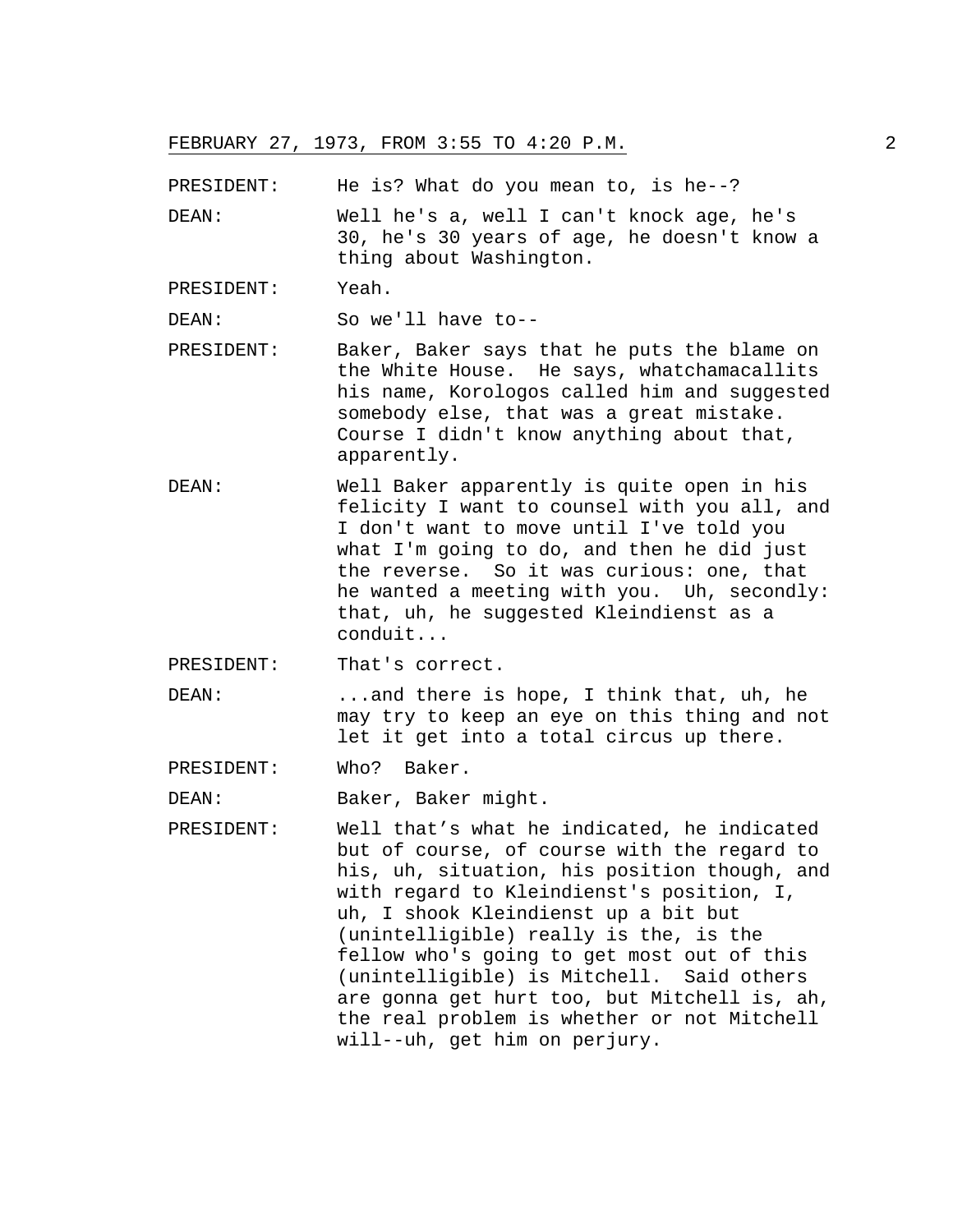PRESIDENT: He is? What do you mean to, is he--?

DEAN: Well he's a, well I can't knock age, he's 30, he's 30 years of age, he doesn't know a thing about Washington.

PRESIDENT: Yeah.

DEAN: So we'll have to--

PRESIDENT: Baker, Baker says that he puts the blame on the White House. He says, whatchamacallits his name, Korologos called him and suggested somebody else, that was a great mistake. Course I didn't know anything about that, apparently.

DEAN: Well Baker apparently is quite open in his felicity I want to counsel with you all, and I don't want to move until I've told you what I'm going to do, and then he did just the reverse. So it was curious: one, that he wanted a meeting with you. Uh, secondly: that, uh, he suggested Kleindienst as a conduit...

PRESIDENT: That's correct.

DEAN: ...and there is hope, I think that, uh, he may try to keep an eye on this thing and not let it get into a total circus up there.

PRESIDENT: Who? Baker.

DEAN: Baker, Baker might.

PRESIDENT: Well that's what he indicated, he indicated but of course, of course with the regard to his, uh, situation, his position though, and with regard to Kleindienst's position, I, uh, I shook Kleindienst up a bit but (unintelligible) really is the, is the fellow who's going to get most out of this (unintelligible) is Mitchell. Said others are gonna get hurt too, but Mitchell is, ah, the real problem is whether or not Mitchell will--uh, get him on perjury.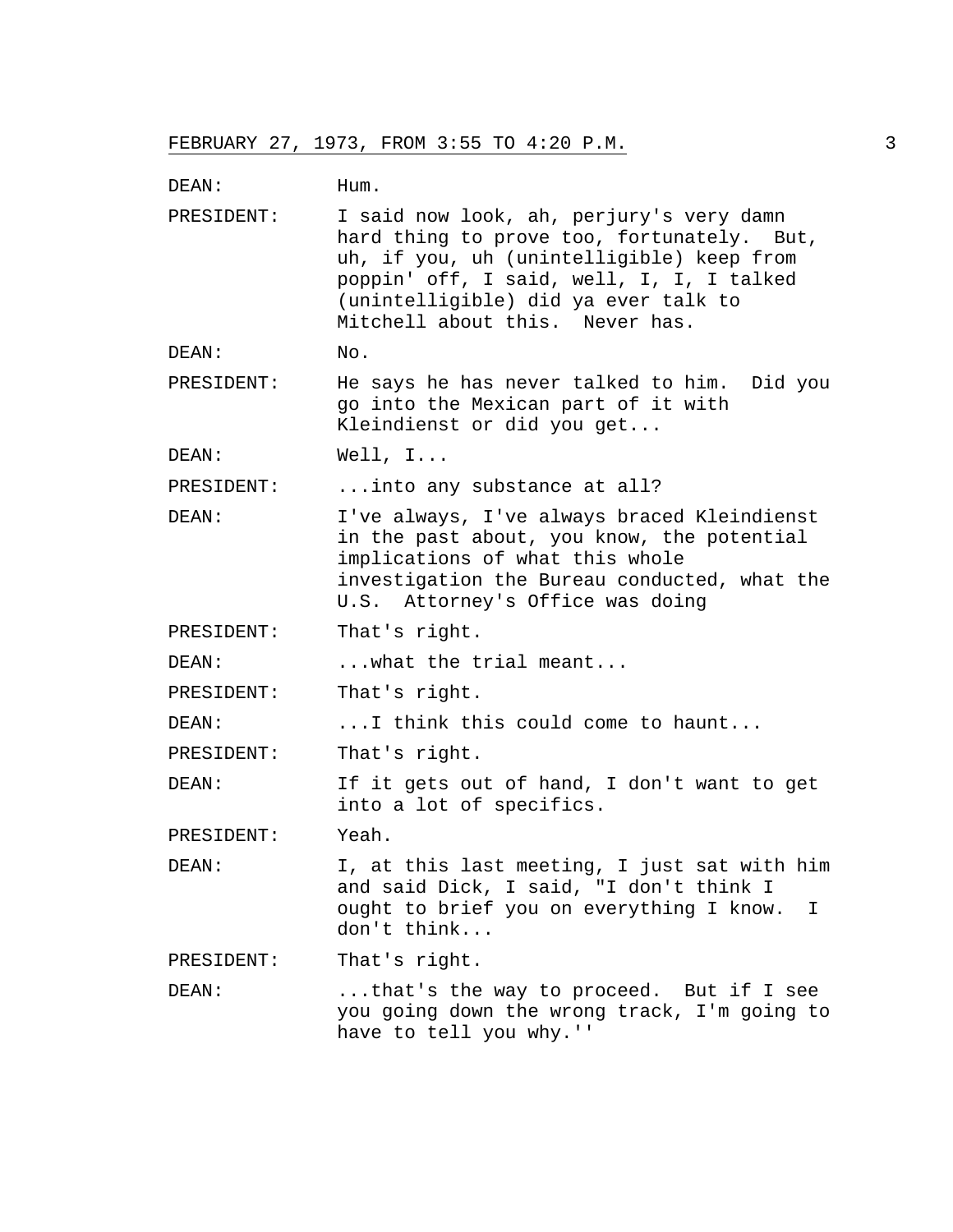DEAN: Hum.

PRESIDENT: I said now look, ah, perjury's very damn hard thing to prove too, fortunately. But, uh, if you, uh (unintelligible) keep from poppin' off, I said, well, I, I, I talked (unintelligible) did ya ever talk to Mitchell about this. Never has.

DEAN: No.

PRESIDENT: He says he has never talked to him. Did you go into the Mexican part of it with Kleindienst or did you get...

DEAN: Well, I...

PRESIDENT: ...into any substance at all?

DEAN: I've always, I've always braced Kleindienst in the past about, you know, the potential implications of what this whole investigation the Bureau conducted, what the U.S. Attorney's Office was doing

PRESIDENT: That's right.

DEAN: ...what the trial meant...

PRESIDENT: That's right.

DEAN: ...I think this could come to haunt...

PRESIDENT: That's right.

DEAN: If it gets out of hand, I don't want to get into a lot of specifics.

PRESIDENT: Yeah.

DEAN: I, at this last meeting, I just sat with him and said Dick, I said, "I don't think I ought to brief you on everything I know. I don't think...

PRESIDENT: That's right.

DEAN: ...that's the way to proceed. But if I see you going down the wrong track, I'm going to have to tell you why.''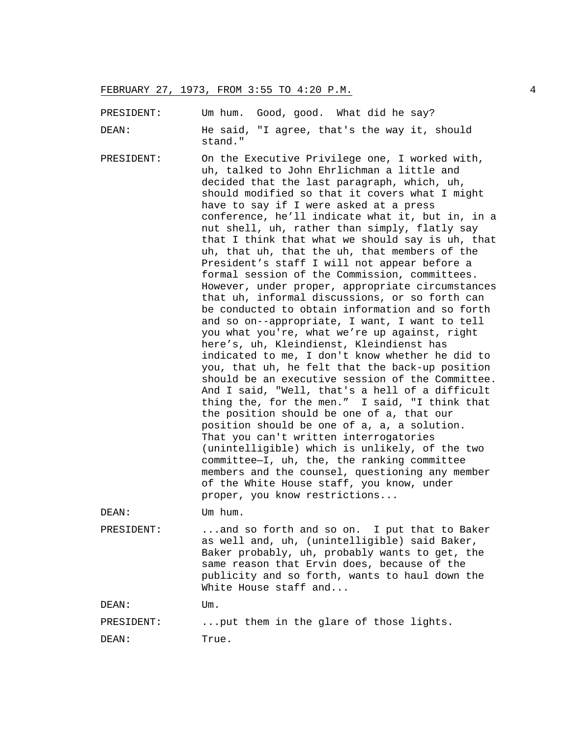PRESIDENT: Um hum. Good, good. What did he say?

DEAN: He said, "I agree, that's the way it, should stand."

PRESIDENT: On the Executive Privilege one, I worked with, uh, talked to John Ehrlichman a little and decided that the last paragraph, which, uh, should modified so that it covers what I might have to say if I were asked at a press conference, he'll indicate what it, but in, in a nut shell, uh, rather than simply, flatly say that I think that what we should say is uh, that uh, that uh, that the uh, that members of the President's staff I will not appear before a formal session of the Commission, committees. However, under proper, appropriate circumstances that uh, informal discussions, or so forth can be conducted to obtain information and so forth and so on--appropriate, I want, I want to tell you what you're, what we're up against, right here's, uh, Kleindienst, Kleindienst has indicated to me, I don't know whether he did to you, that uh, he felt that the back-up position should be an executive session of the Committee. And I said, "Well, that's a hell of a difficult thing the, for the men." I said, "I think that the position should be one of a, that our position should be one of a, a, a solution. That you can't written interrogatories (unintelligible) which is unlikely, of the two committee—I, uh, the, the ranking committee members and the counsel, questioning any member of the White House staff, you know, under proper, you know restrictions...

DEAN: Um hum.

PRESIDENT: ...and so forth and so on. I put that to Baker as well and, uh, (unintelligible) said Baker, Baker probably, uh, probably wants to get, the same reason that Ervin does, because of the publicity and so forth, wants to haul down the White House staff and...

DEAN: Um.

PRESIDENT: ...put them in the glare of those lights.

DEAN: True.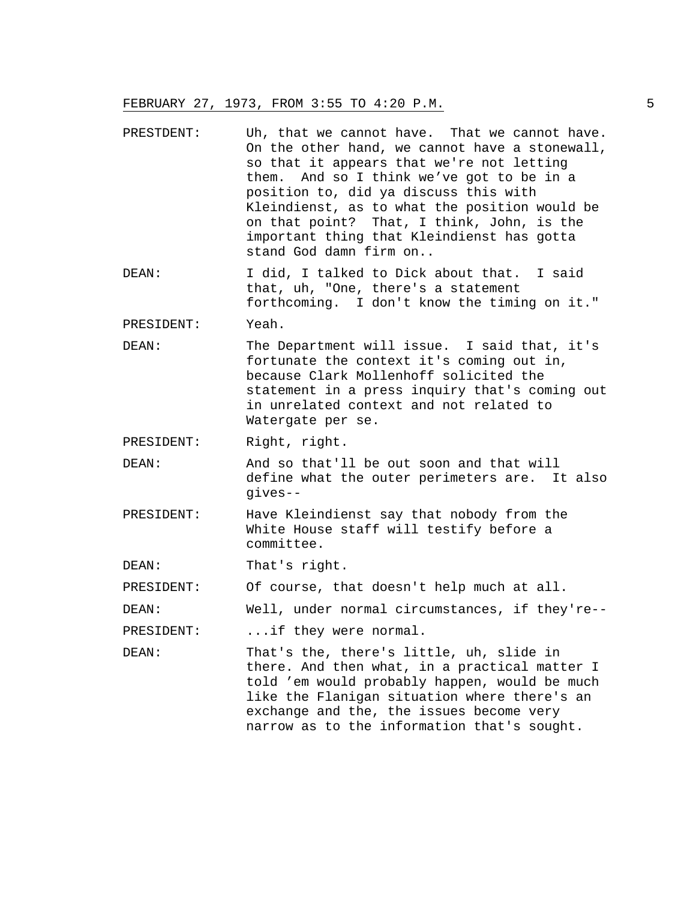PRESTDENT: Uh, that we cannot have. That we cannot have. On the other hand, we cannot have a stonewall, so that it appears that we're not letting them. And so I think we've got to be in a position to, did ya discuss this with Kleindienst, as to what the position would be on that point? That, I think, John, is the important thing that Kleindienst has gotta stand God damn firm on..

DEAN: I did, I talked to Dick about that. I said that, uh, "One, there's a statement forthcoming. I don't know the timing on it."

PRESIDENT: Yeah.

DEAN: The Department will issue. I said that, it's fortunate the context it's coming out in, because Clark Mollenhoff solicited the statement in a press inquiry that's coming out in unrelated context and not related to Watergate per se.

PRESIDENT: Right, right.

DEAN: And so that'll be out soon and that will define what the outer perimeters are. It also gives--

PRESIDENT: Have Kleindienst say that nobody from the White House staff will testify before a committee.

DEAN: That's right.

PRESIDENT: Of course, that doesn't help much at all.

DEAN: Well, under normal circumstances, if they're--

PRESIDENT: ...if they were normal.

DEAN: That's the, there's little, uh, slide in there. And then what, in a practical matter I told 'em would probably happen, would be much like the Flanigan situation where there's an exchange and the, the issues become very narrow as to the information that's sought.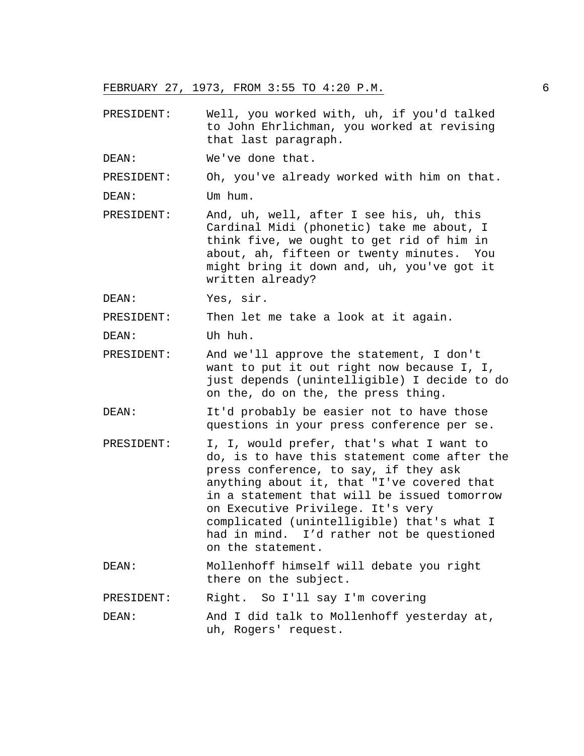PRESIDENT: Well, you worked with, uh, if you'd talked to John Ehrlichman, you worked at revising that last paragraph.

DEAN: We've done that.

PRESIDENT: Oh, you've already worked with him on that.

DEAN: Um hum.

PRESIDENT: And, uh, well, after I see his, uh, this Cardinal Midi (phonetic) take me about, I think five, we ought to get rid of him in about, ah, fifteen or twenty minutes. You might bring it down and, uh, you've got it written already?

DEAN: Yes, sir.

PRESIDENT: Then let me take a look at it again.

DEAN: Uh huh.

PRESIDENT: And we'll approve the statement, I don't want to put it out right now because I, I, just depends (unintelligible) I decide to do on the, do on the, the press thing.

DEAN: It'd probably be easier not to have those questions in your press conference per se.

PRESIDENT: I, I, would prefer, that's what I want to do, is to have this statement come after the press conference, to say, if they ask anything about it, that "I've covered that in a statement that will be issued tomorrow on Executive Privilege. It's very complicated (unintelligible) that's what I had in mind. I'd rather not be questioned on the statement.

DEAN: Mollenhoff himself will debate you right there on the subject.

PRESIDENT: Right. So I'll say I'm covering

DEAN: And I did talk to Mollenhoff yesterday at, uh, Rogers' request.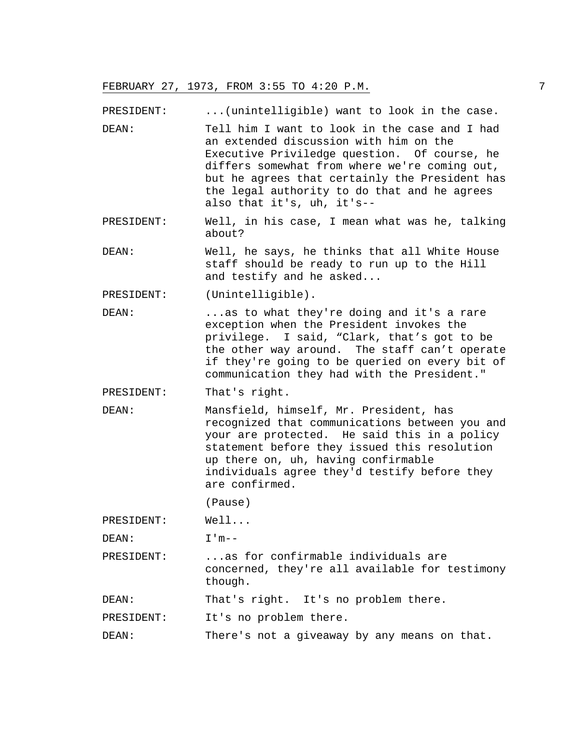FEBRUARY 27, 1973, FROM 3:55 TO 4:20 P.M.

PRESIDENT: ...(unintelligible) want to look in the case.

DEAN: Tell him I want to look in the case and I had an extended discussion with him on the Executive Priviledge question. Of course, he differs somewhat from where we're coming out, but he agrees that certainly the President has the legal authority to do that and he agrees also that it's, uh, it's--

PRESIDENT: Well, in his case, I mean what was he, talking about?

DEAN: Well, he says, he thinks that all White House staff should be ready to run up to the Hill and testify and he asked...

PRESIDENT: (Unintelligible).

DEAN: ...as to what they're doing and it's a rare exception when the President invokes the privilege. I said, "Clark, that's got to be the other way around. The staff can't operate if they're going to be queried on every bit of communication they had with the President."

PRESIDENT: That's right.

DEAN: Mansfield, himself, Mr. President, has recognized that communications between you and your are protected. He said this in a policy statement before they issued this resolution up there on, uh, having confirmable individuals agree they'd testify before they are confirmed.

(Pause)

PRESIDENT: Well...

DEAN: I'm--

PRESIDENT: ...as for confirmable individuals are concerned, they're all available for testimony though.

DEAN: That's right. It's no problem there.

PRESIDENT: It's no problem there.

DEAN: There's not a giveaway by any means on that.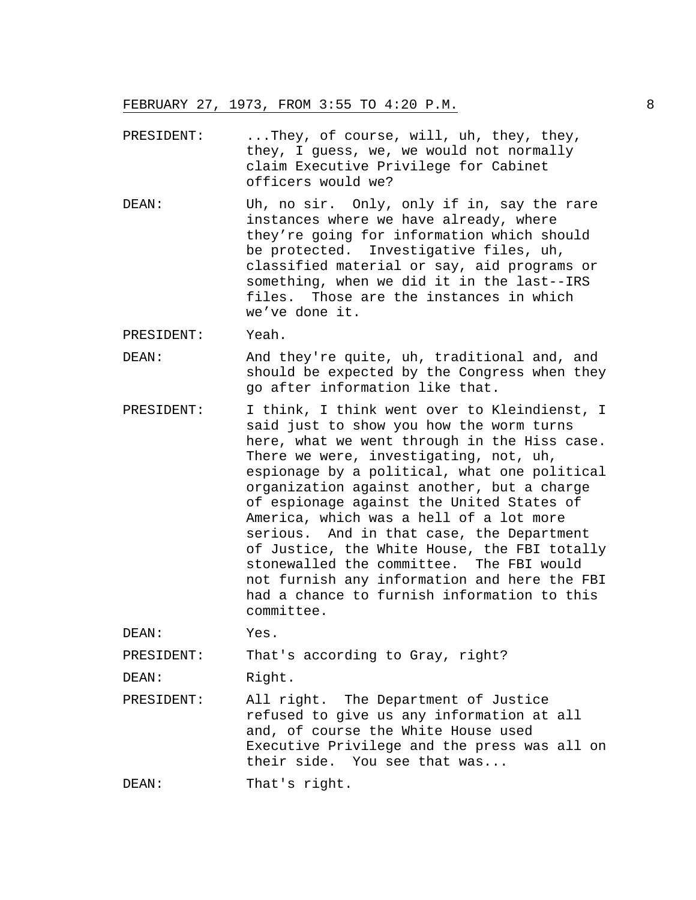FEBRUARY 27, 1973, FROM 3:55 TO 4:20 P.M.

PRESIDENT: ...They, of course, will, uh, they, they, they, I guess, we, we would not normally claim Executive Privilege for Cabinet officers would we?

DEAN: Uh, no sir. Only, only if in, say the rare instances where we have already, where they're going for information which should be protected. Investigative files, uh, classified material or say, aid programs or something, when we did it in the last--IRS files. Those are the instances in which we've done it.

PRESIDENT: Yeah.

DEAN: And they're quite, uh, traditional and, and should be expected by the Congress when they go after information like that.

PRESIDENT: I think, I think went over to Kleindienst, I said just to show you how the worm turns here, what we went through in the Hiss case. There we were, investigating, not, uh, espionage by a political, what one political organization against another, but a charge of espionage against the United States of America, which was a hell of a lot more serious. And in that case, the Department of Justice, the White House, the FBI totally stonewalled the committee. The FBI would not furnish any information and here the FBI had a chance to furnish information to this committee.

DEAN: Yes.

PRESIDENT: That's according to Gray, right?

DEAN: Right.

PRESIDENT: All right. The Department of Justice refused to give us any information at all and, of course the White House used Executive Privilege and the press was all on their side. You see that was...

DEAN: That's right.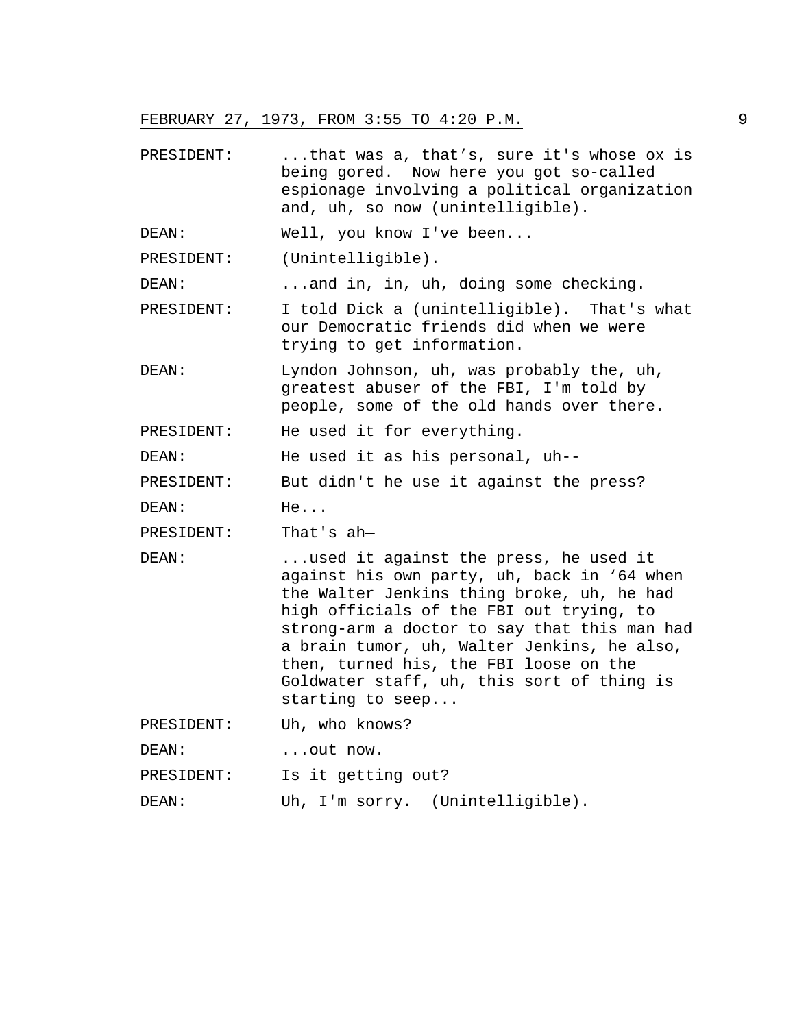PRESIDENT: ...that was a, that’s, sure it's whose ox is being gored. Now here you got so-called espionage involving a political organization and, uh, so now (unintelligible).

DEAN: Well, you know I've been...

PRESIDENT: (Unintelligible).

DEAN: ...and in, in, uh, doing some checking.

PRESIDENT: I told Dick a (unintelligible). That's what our Democratic friends did when we were trying to get information.

DEAN: Lyndon Johnson, uh, was probably the, uh, greatest abuser of the FBI, I'm told by people, some of the old hands over there.

PRESIDENT: He used it for everything.

DEAN: He used it as his personal, uh--

PRESIDENT: But didn't he use it against the press?

DEAN: He...

PRESIDENT: That's ah—

DEAN: ...used it against the press, he used it against his own party, uh, back in ‘64 when the Walter Jenkins thing broke, uh, he had high officials of the FBI out trying, to strong-arm a doctor to say that this man had a brain tumor, uh, Walter Jenkins, he also, then, turned his, the FBI loose on the Goldwater staff, uh, this sort of thing is starting to seep...

PRESIDENT: Uh, who knows?

DEAN: ...out now.

PRESIDENT: Is it getting out?

DEAN: Uh, I'm sorry. (Unintelligible).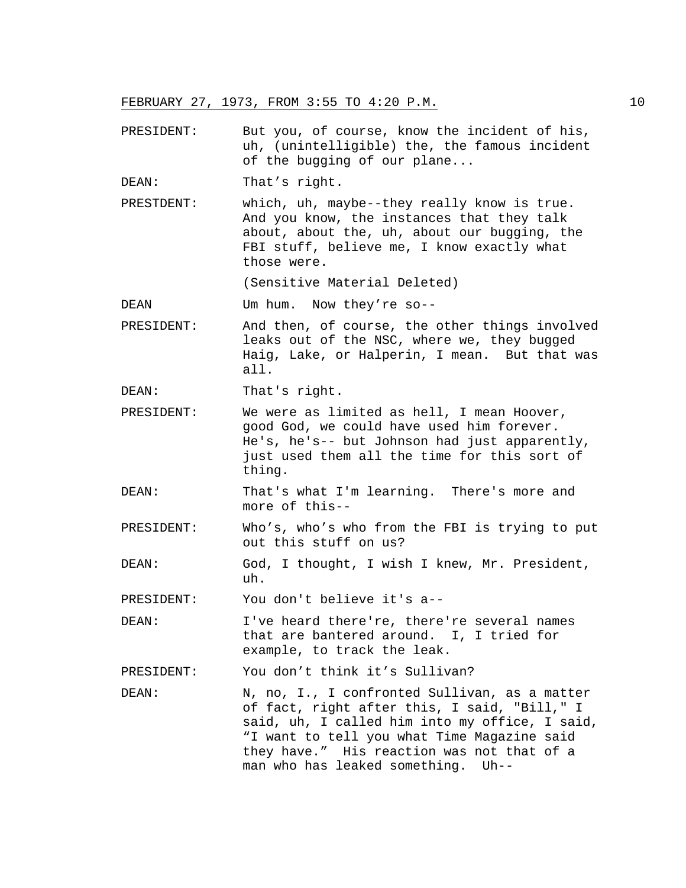FEBRUARY 27, 1973, FROM 3:55 TO 4:20 P.M.

PRESIDENT: But you, of course, know the incident of his, uh, (unintelligible) the, the famous incident of the bugging of our plane...

DEAN: That's right.

PRESTDENT: which, uh, maybe--they really know is true. And you know, the instances that they talk about, about the, uh, about our bugging, the FBI stuff, believe me, I know exactly what those were.

(Sensitive Material Deleted)

DEAN Um hum. Now they're so--

PRESIDENT: And then, of course, the other things involved leaks out of the NSC, where we, they bugged Haig, Lake, or Halperin, I mean. But that was all.

DEAN: That's right.

PRESIDENT: We were as limited as hell, I mean Hoover, good God, we could have used him forever. He's, he's-- but Johnson had just apparently, just used them all the time for this sort of thing.

DEAN: That's what I'm learning. There's more and more of this--

PRESIDENT: Who's, who's who from the FBI is trying to put out this stuff on us?

DEAN: God, I thought, I wish I knew, Mr. President, uh.

PRESIDENT: You don't believe it's a--

DEAN: I've heard there're, there're several names that are bantered around. I, I tried for example, to track the leak.

PRESIDENT: You don't think it's Sullivan?

DEAN: N, no, I., I confronted Sullivan, as a matter of fact, right after this, I said, "Bill," I said, uh, I called him into my office, I said, "I want to tell you what Time Magazine said they have." His reaction was not that of a man who has leaked something. Uh--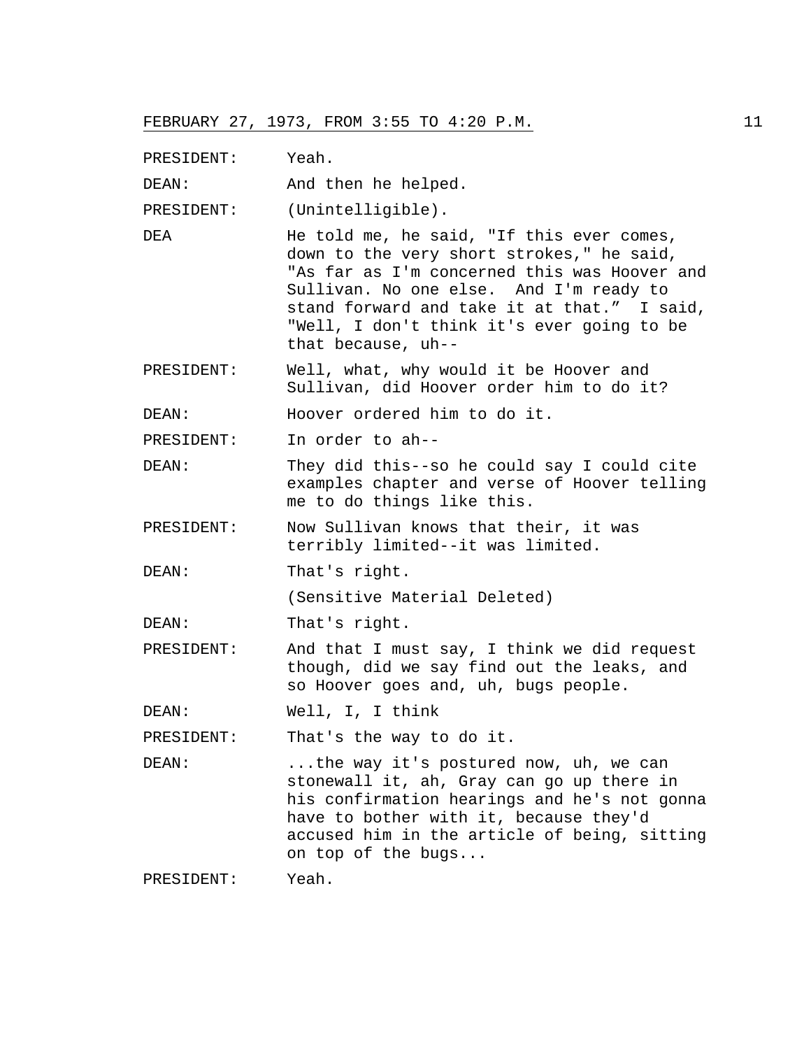FEBRUARY 27, 1973, FROM 3:55 TO 4:20 P.M.

PRESIDENT: Yeah.

DEAN: And then he helped.

PRESIDENT: (Unintelligible).

DEA He told me, he said, "If this ever comes, down to the very short strokes," he said, "As far as I'm concerned this was Hoover and Sullivan. No one else. And I'm ready to stand forward and take it at that." I said, "Well, I don't think it's ever going to be that because, uh--

PRESIDENT: Well, what, why would it be Hoover and Sullivan, did Hoover order him to do it?

DEAN: Hoover ordered him to do it.

PRESIDENT: In order to ah--

DEAN: They did this--so he could say I could cite examples chapter and verse of Hoover telling me to do things like this.

PRESIDENT: Now Sullivan knows that their, it was terribly limited--it was limited.

DEAN: That's right.

(Sensitive Material Deleted)

DEAN: That's right.

PRESIDENT: And that I must say, I think we did request though, did we say find out the leaks, and so Hoover goes and, uh, bugs people.

DEAN: Well, I, I think

PRESIDENT: That's the way to do it.

DEAN: ...the way it's postured now, uh, we can stonewall it, ah, Gray can go up there in his confirmation hearings and he's not gonna have to bother with it, because they'd accused him in the article of being, sitting on top of the bugs...

PRESIDENT: Yeah.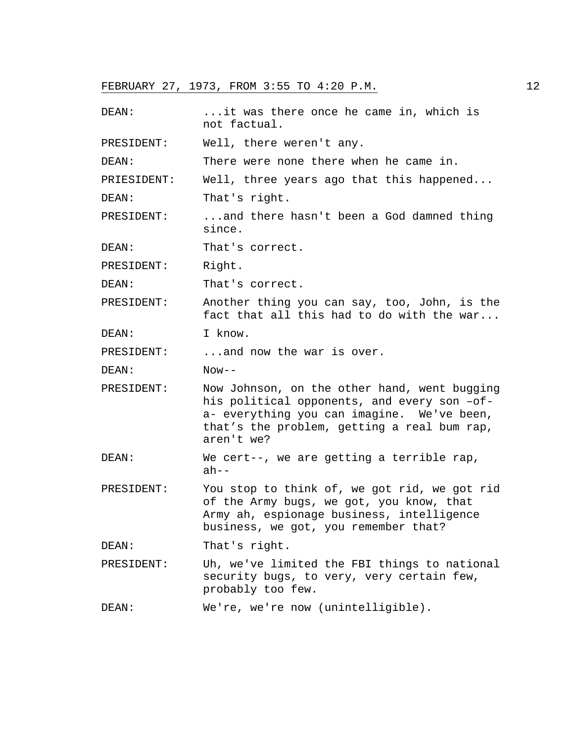DEAN: ...it was there once he came in, which is not factual.

PRESIDENT: Well, there weren't any.

DEAN: There were none there when he came in.

PRIESIDENT: Well, three years ago that this happened...

DEAN: That's right.

PRESIDENT: ...and there hasn't been a God damned thing since.

DEAN: That's correct.

PRESIDENT: Right.

DEAN: That's correct.

PRESIDENT: Another thing you can say, too, John, is the fact that all this had to do with the war...

DEAN: I know.

PRESIDENT: ...and now the war is over.

DEAN: Now--

PRESIDENT: Now Johnson, on the other hand, went bugging his political opponents, and every son –of-a- everything you can imagine. We've been, that’s the problem, getting a real bum rap, aren't we?

DEAN: We cert--, we are getting a terrible rap, ah--

PRESIDENT: You stop to think of, we got rid, we got rid of the Army bugs, we got, you know, that Army ah, espionage business, intelligence business, we got, you remember that?

DEAN: That's right.

PRESIDENT: Uh, we've limited the FBI things to national security bugs, to very, very certain few, probably too few.

DEAN: We're, we're now (unintelligible).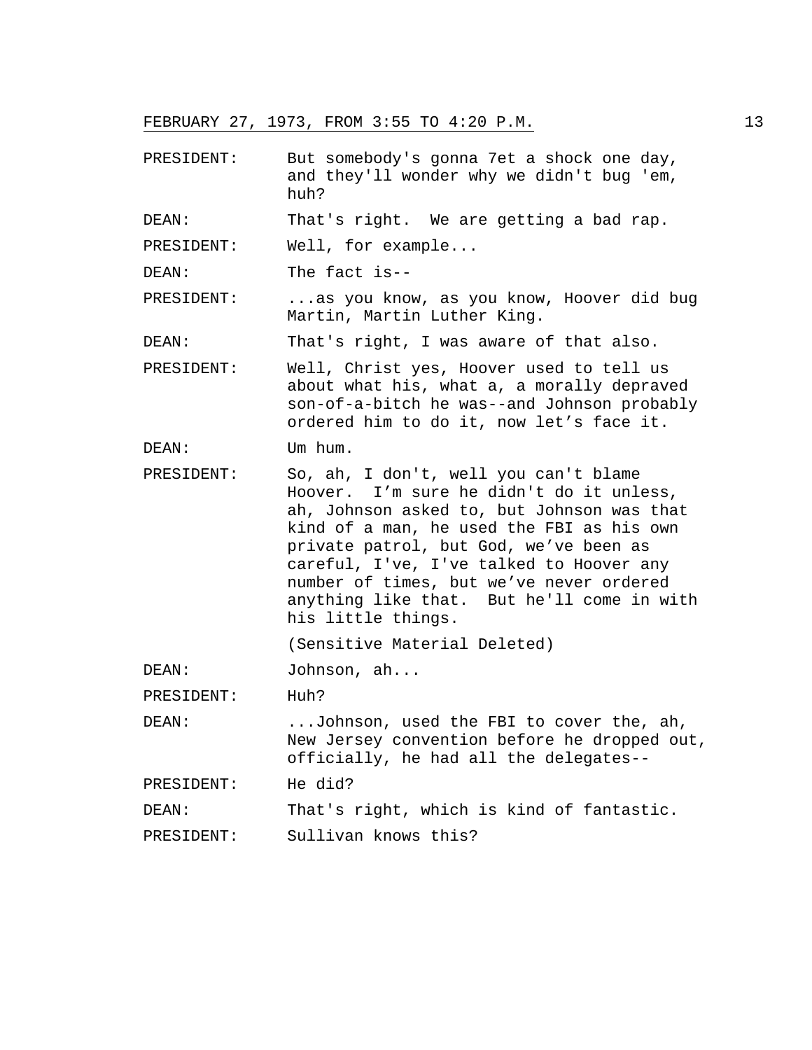PRESIDENT: But somebody's gonna 7et a shock one day, and they'll wonder why we didn't bug 'em, huh?

DEAN: That's right. We are getting a bad rap.

PRESIDENT: Well, for example...

DEAN: The fact is--

PRESIDENT: ...as you know, as you know, Hoover did bug Martin, Martin Luther King.

DEAN: That's right, I was aware of that also.

PRESIDENT: Well, Christ yes, Hoover used to tell us about what his, what a, a morally depraved son-of-a-bitch he was--and Johnson probably ordered him to do it, now let's face it.

DEAN: Um hum.

PRESIDENT: So, ah, I don't, well you can't blame Hoover. I'm sure he didn't do it unless, ah, Johnson asked to, but Johnson was that kind of a man, he used the FBI as his own private patrol, but God, we've been as careful, I've, I've talked to Hoover any number of times, but we've never ordered anything like that. But he'll come in with his little things.

(Sensitive Material Deleted)

DEAN: Johnson, ah...

PRESIDENT: Huh?

DEAN: ...Johnson, used the FBI to cover the, ah, New Jersey convention before he dropped out, officially, he had all the delegates--

PRESIDENT: He did?

DEAN: That's right, which is kind of fantastic.

PRESIDENT: Sullivan knows this?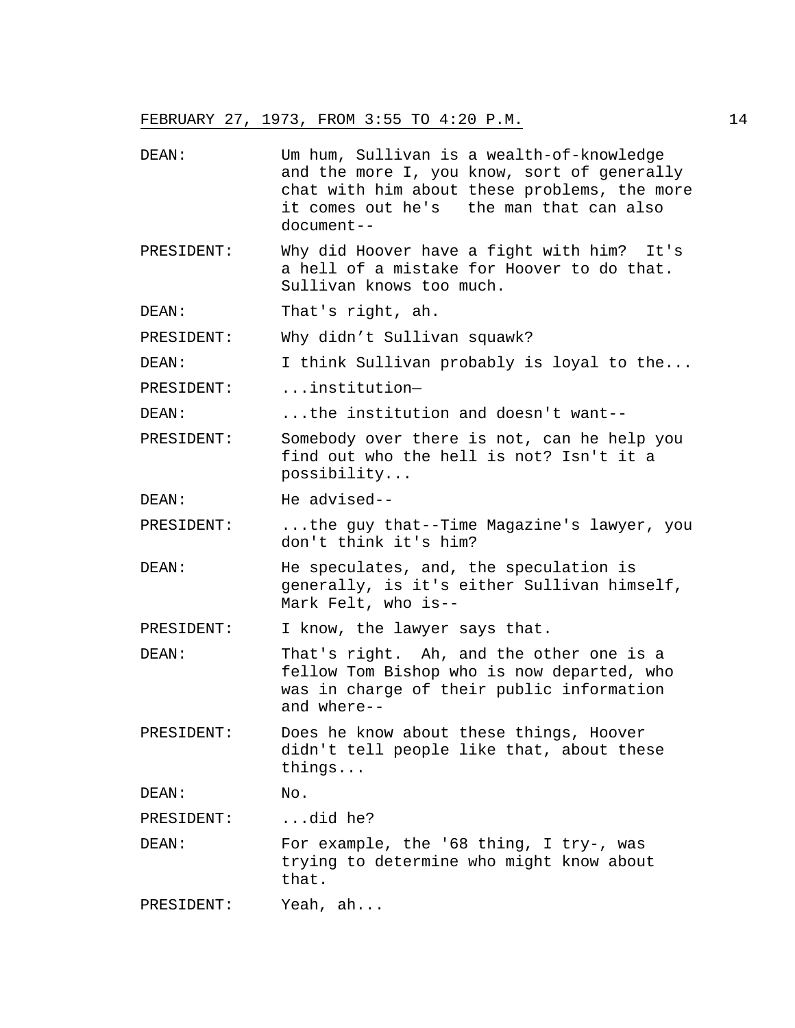FEBRUARY 27, 1973, FROM 3:55 TO 4:20 P.M.

DEAN: Um hum, Sullivan is a wealth-of-knowledge and the more I, you know, sort of generally chat with him about these problems, the more it comes out he's the man that can also document--

PRESIDENT: Why did Hoover have a fight with him? It's a hell of a mistake for Hoover to do that. Sullivan knows too much.

DEAN: That's right, ah.

PRESIDENT: Why didn't Sullivan squawk?

DEAN: I think Sullivan probably is loyal to the...

PRESIDENT: ...institution—

DEAN: ...the institution and doesn't want--

PRESIDENT: Somebody over there is not, can he help you find out who the hell is not? Isn't it a possibility...

DEAN: He advised--

PRESIDENT: ...the guy that--Time Magazine's lawyer, you don't think it's him?

DEAN: He speculates, and, the speculation is generally, is it's either Sullivan himself, Mark Felt, who is--

PRESIDENT: I know, the lawyer says that.

DEAN: That's right. Ah, and the other one is a fellow Tom Bishop who is now departed, who was in charge of their public information and where--

PRESIDENT: Does he know about these things, Hoover didn't tell people like that, about these things...

DEAN: No.

PRESIDENT: ...did he?

DEAN: For example, the '68 thing, I try-, was trying to determine who might know about that.

PRESIDENT: Yeah, ah...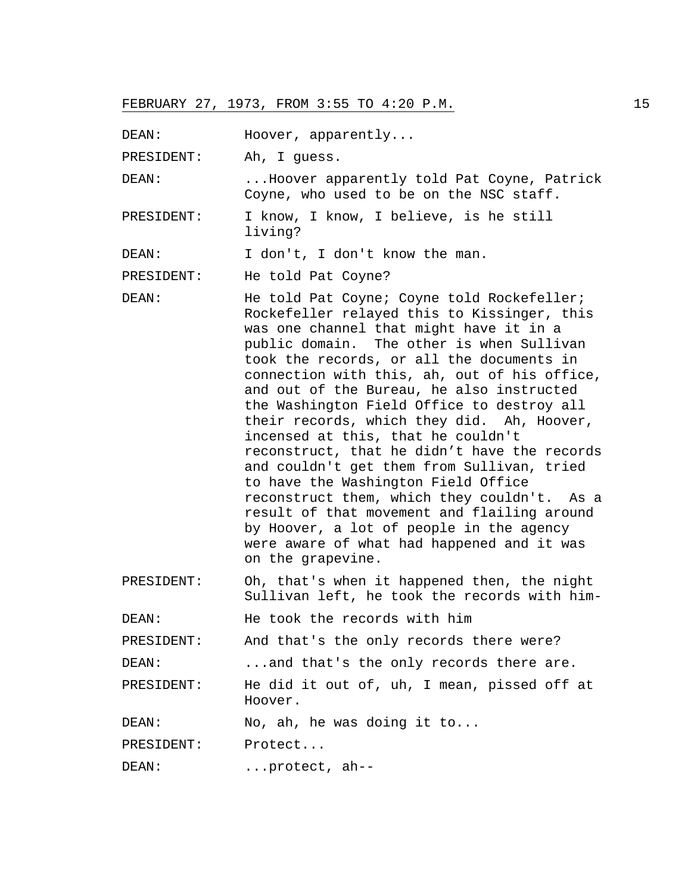DEAN: Hoover, apparently...

PRESIDENT: Ah, I guess.

DEAN: ...Hoover apparently told Pat Coyne, Patrick Coyne, who used to be on the NSC staff.

PRESIDENT: I know, I know, I believe, is he still living?

DEAN: I don't, I don't know the man.

PRESIDENT: He told Pat Coyne?

DEAN: He told Pat Coyne; Coyne told Rockefeller; Rockefeller relayed this to Kissinger, this was one channel that might have it in a public domain. The other is when Sullivan took the records, or all the documents in connection with this, ah, out of his office, and out of the Bureau, he also instructed the Washington Field Office to destroy all their records, which they did. Ah, Hoover, incensed at this, that he couldn't reconstruct, that he didn't have the records and couldn't get them from Sullivan, tried to have the Washington Field Office reconstruct them, which they couldn't. As a result of that movement and flailing around by Hoover, a lot of people in the agency were aware of what had happened and it was on the grapevine.

PRESIDENT: Oh, that's when it happened then, the night Sullivan left, he took the records with him-

DEAN: He took the records with him

PRESIDENT: And that's the only records there were?

DEAN: ...and that's the only records there are.

PRESIDENT: He did it out of, uh, I mean, pissed off at Hoover.

DEAN: No, ah, he was doing it to...

PRESIDENT: Protect...

DEAN: ...protect, ah--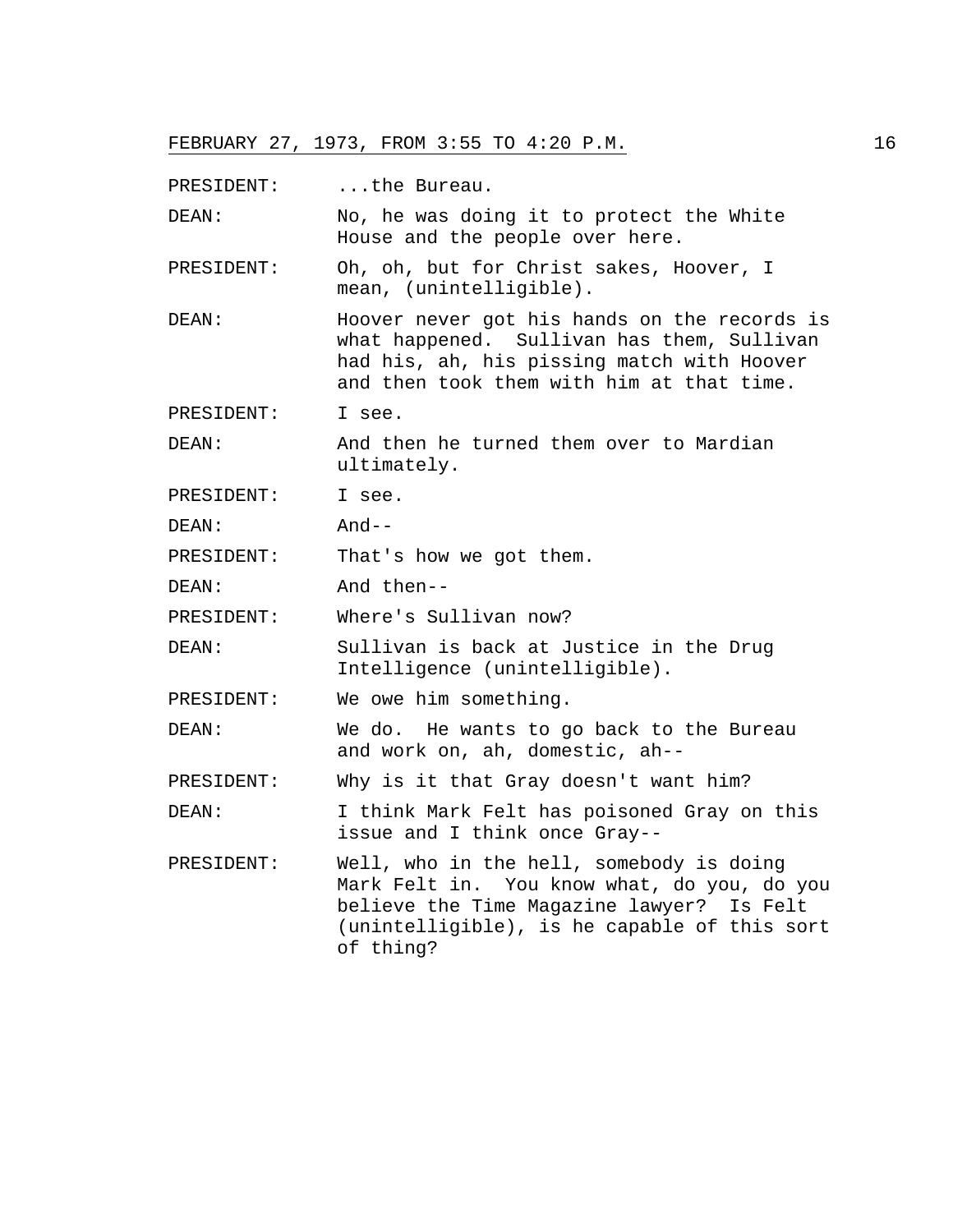PRESIDENT: ...the Bureau.

DEAN: No, he was doing it to protect the White House and the people over here.

PRESIDENT: Oh, oh, but for Christ sakes, Hoover, I mean, (unintelligible).

DEAN: Hoover never got his hands on the records is what happened. Sullivan has them, Sullivan had his, ah, his pissing match with Hoover and then took them with him at that time.

PRESIDENT: I see.

DEAN: And then he turned them over to Mardian ultimately.

PRESIDENT: I see.

DEAN: And--

PRESIDENT: That's how we got them.

DEAN: And then--

PRESIDENT: Where's Sullivan now?

DEAN: Sullivan is back at Justice in the Drug Intelligence (unintelligible).

PRESIDENT: We owe him something.

DEAN: We do. He wants to go back to the Bureau and work on, ah, domestic, ah--

PRESIDENT: Why is it that Gray doesn't want him?

DEAN: I think Mark Felt has poisoned Gray on this issue and I think once Gray--

PRESIDENT: Well, who in the hell, somebody is doing Mark Felt in. You know what, do you, do you believe the Time Magazine lawyer? Is Felt (unintelligible), is he capable of this sort of thing?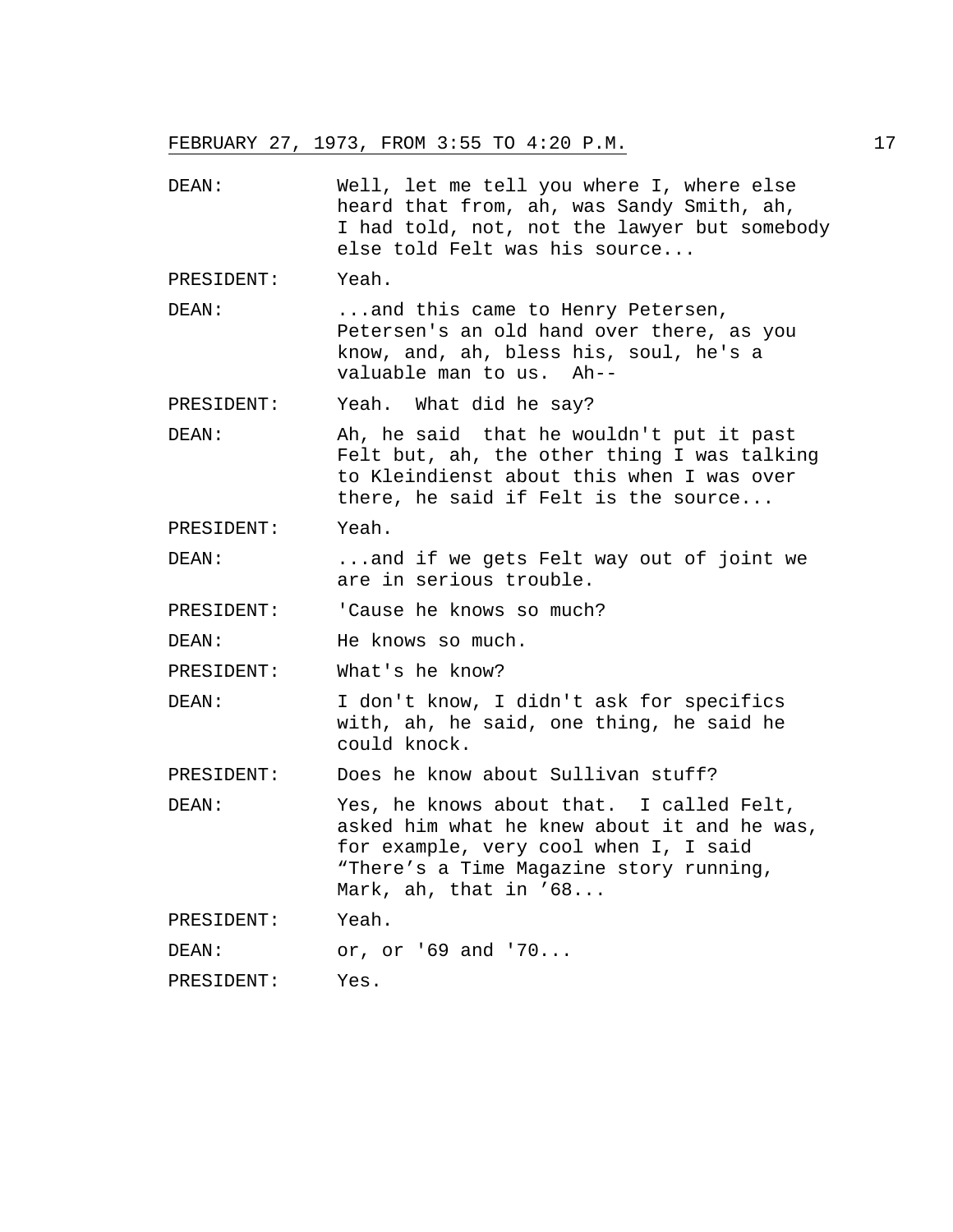DEAN: Well, let me tell you where I, where else heard that from, ah, was Sandy Smith, ah, I had told, not, not the lawyer but somebody else told Felt was his source...

PRESIDENT: Yeah.

DEAN: ...and this came to Henry Petersen, Petersen's an old hand over there, as you know, and, ah, bless his, soul, he's a valuable man to us. Ah--

PRESIDENT: Yeah. What did he say?

DEAN: Ah, he said that he wouldn't put it past Felt but, ah, the other thing I was talking to Kleindienst about this when I was over there, he said if Felt is the source...

PRESIDENT: Yeah.

DEAN: ...and if we gets Felt way out of joint we are in serious trouble.

PRESIDENT: 'Cause he knows so much?

DEAN: He knows so much.

PRESIDENT: What's he know?

DEAN: I don't know, I didn't ask for specifics with, ah, he said, one thing, he said he could knock.

PRESIDENT: Does he know about Sullivan stuff?

DEAN: Yes, he knows about that. I called Felt, asked him what he knew about it and he was, for example, very cool when I, I said "There's a Time Magazine story running, Mark, ah, that in '68...

PRESIDENT: Yeah.

DEAN: or, or '69 and '70...

PRESIDENT: Yes.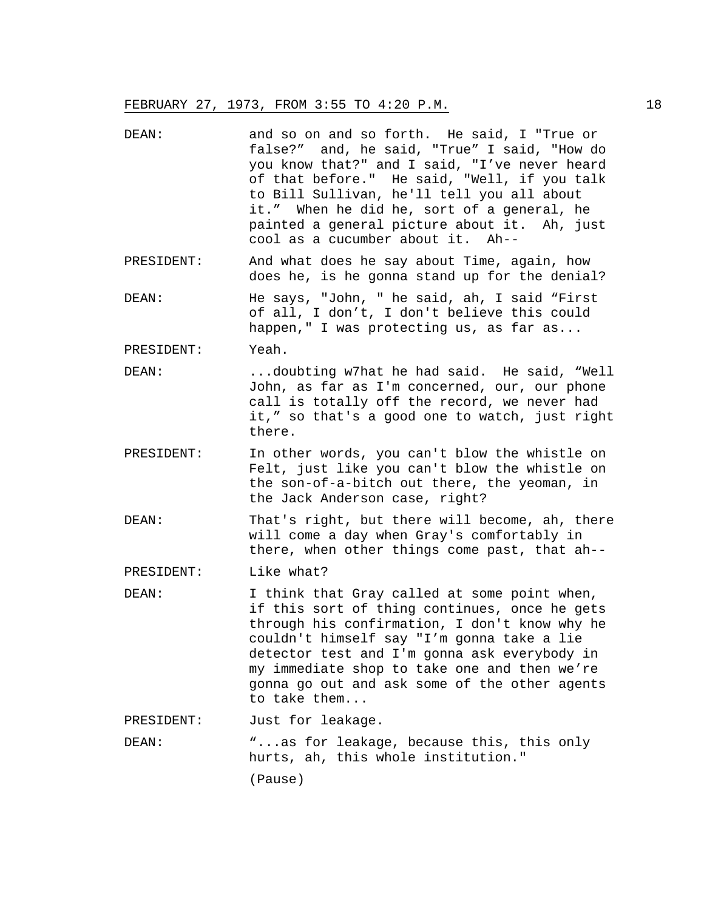FEBRUARY 27, 1973, FROM 3:55 TO 4:20 P.M.

DEAN: and so on and so forth. He said, I "True or false?" and, he said, "True" I said, "How do you know that?" and I said, "I've never heard of that before." He said, "Well, if you talk to Bill Sullivan, he'll tell you all about it." When he did he, sort of a general, he painted a general picture about it. Ah, just cool as a cucumber about it. Ah--

PRESIDENT: And what does he say about Time, again, how does he, is he gonna stand up for the denial?

DEAN: He says, "John, " he said, ah, I said "First of all, I don't, I don't believe this could happen," I was protecting us, as far as...

PRESIDENT: Yeah.

DEAN: ...doubting w7hat he had said. He said, "Well John, as far as I'm concerned, our, our phone call is totally off the record, we never had it," so that's a good one to watch, just right there.

PRESIDENT: In other words, you can't blow the whistle on Felt, just like you can't blow the whistle on the son-of-a-bitch out there, the yeoman, in the Jack Anderson case, right?

DEAN: That's right, but there will become, ah, there will come a day when Gray's comfortably in there, when other things come past, that ah--

PRESIDENT: Like what?

DEAN: I think that Gray called at some point when, if this sort of thing continues, once he gets through his confirmation, I don't know why he couldn't himself say "I'm gonna take a lie detector test and I'm gonna ask everybody in my immediate shop to take one and then we're gonna go out and ask some of the other agents to take them...

PRESIDENT: Just for leakage.

DEAN: "...as for leakage, because this, this only hurts, ah, this whole institution."

(Pause)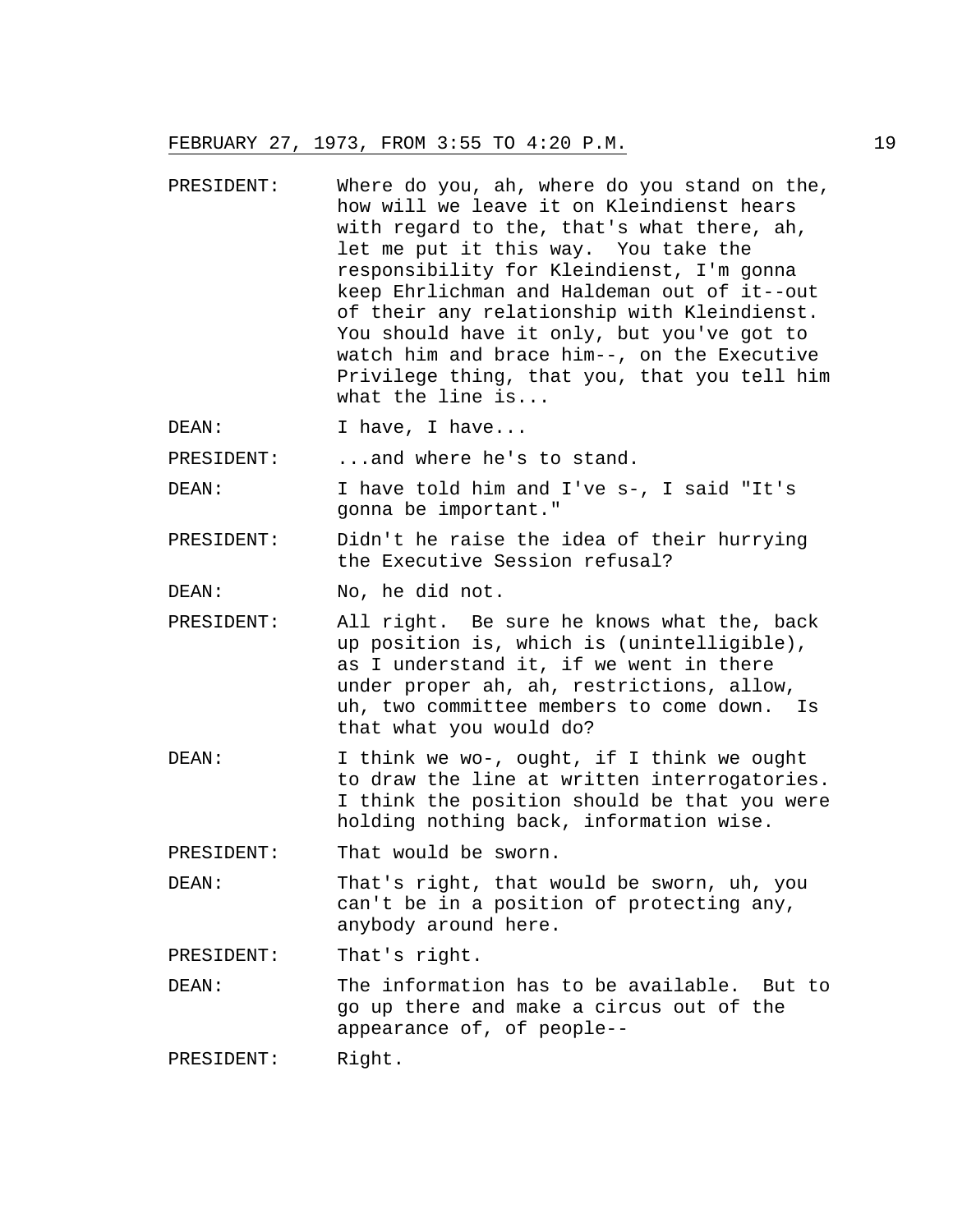PRESIDENT: Where do you, ah, where do you stand on the, how will we leave it on Kleindienst hears with regard to the, that's what there, ah, let me put it this way. You take the responsibility for Kleindienst, I'm gonna keep Ehrlichman and Haldeman out of it--out of their any relationship with Kleindienst. You should have it only, but you've got to watch him and brace him--, on the Executive Privilege thing, that you, that you tell him what the line is...

DEAN: I have, I have...

PRESIDENT: ...and where he's to stand.

DEAN: I have told him and I've s-, I said "It's gonna be important."

PRESIDENT: Didn't he raise the idea of their hurrying the Executive Session refusal?

DEAN: No, he did not.

PRESIDENT: All right. Be sure he knows what the, back up position is, which is (unintelligible), as I understand it, if we went in there under proper ah, ah, restrictions, allow, uh, two committee members to come down. Is that what you would do?

DEAN: I think we wo-, ought, if I think we ought to draw the line at written interrogatories. I think the position should be that you were holding nothing back, information wise.

PRESIDENT: That would be sworn.

DEAN: That's right, that would be sworn, uh, you can't be in a position of protecting any, anybody around here.

PRESIDENT: That's right.

DEAN: The information has to be available. But to go up there and make a circus out of the appearance of, of people--

PRESIDENT: Right.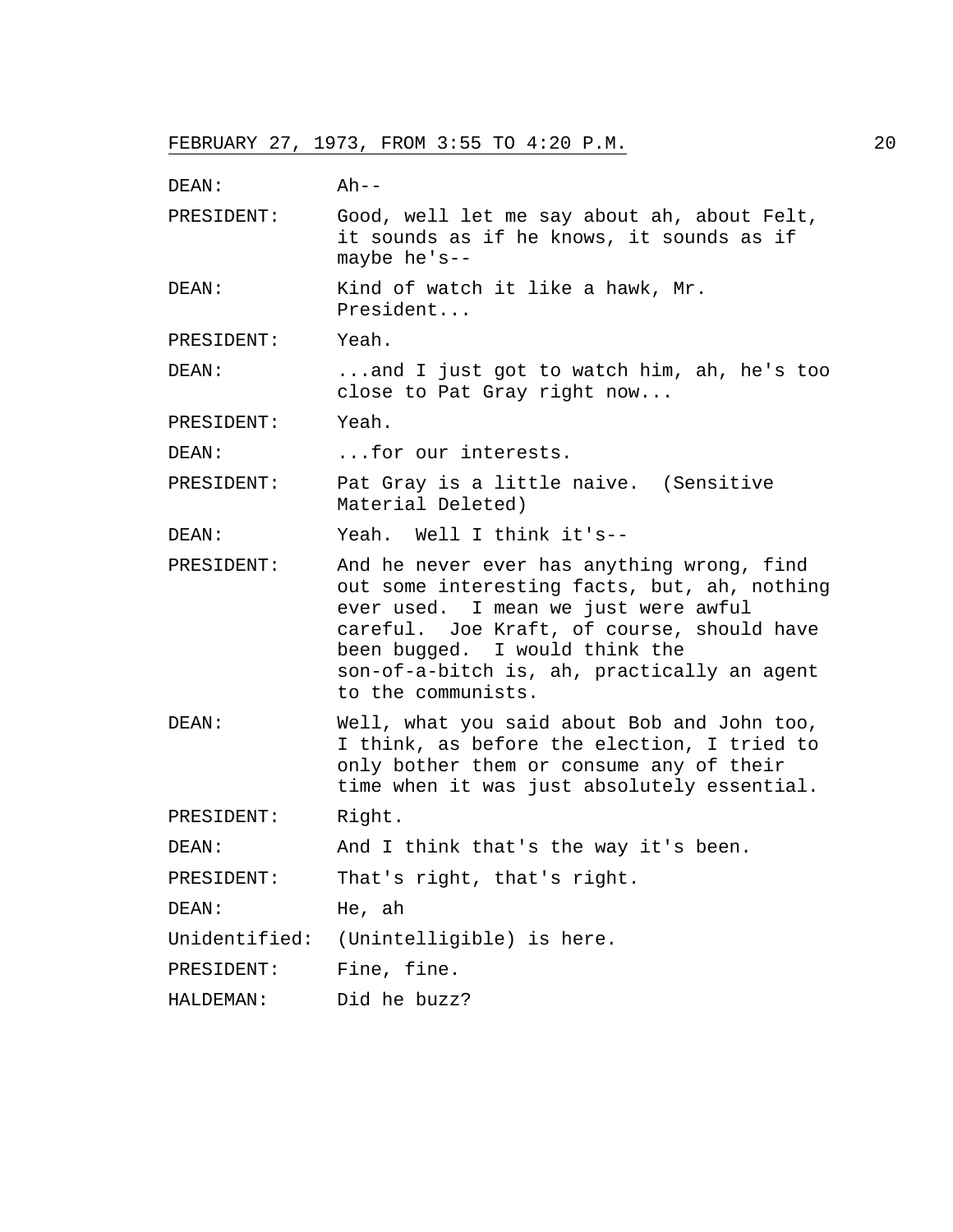DEAN: Ah--

PRESIDENT: Good, well let me say about ah, about Felt, it sounds as if he knows, it sounds as if maybe he's--

DEAN: Kind of watch it like a hawk, Mr. President...

PRESIDENT: Yeah.

DEAN: ...and I just got to watch him, ah, he's too close to Pat Gray right now...

PRESIDENT: Yeah.

DEAN: ...for our interests.

PRESIDENT: Pat Gray is a little naive. (Sensitive Material Deleted)

DEAN: Yeah. Well I think it's--

PRESIDENT: And he never ever has anything wrong, find out some interesting facts, but, ah, nothing ever used. I mean we just were awful careful. Joe Kraft, of course, should have been bugged. I would think the son-of-a-bitch is, ah, practically an agent to the communists.

DEAN: Well, what you said about Bob and John too, I think, as before the election, I tried to only bother them or consume any of their time when it was just absolutely essential.

PRESIDENT: Right.

DEAN: And I think that's the way it's been.

PRESIDENT: That's right, that's right.

DEAN: He, ah

Unidentified: (Unintelligible) is here.

PRESIDENT: Fine, fine.

HALDEMAN: Did he buzz?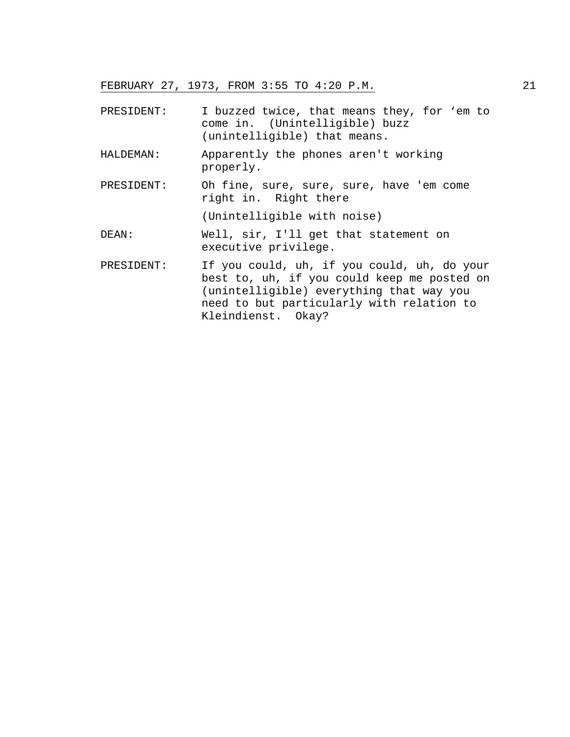PRESIDENT: I buzzed twice, that means they, for 'em to come in. (Unintelligible) buzz (unintelligible) that means.

HALDEMAN: Apparently the phones aren't working properly.

PRESIDENT: Oh fine, sure, sure, sure, have 'em come right in. Right there

(Unintelligible with noise)

DEAN: Well, sir, I'll get that statement on executive privilege.

PRESIDENT: If you could, uh, if you could, uh, do your best to, uh, if you could keep me posted on (unintelligible) everything that way you need to but particularly with relation to Kleindienst. Okay?